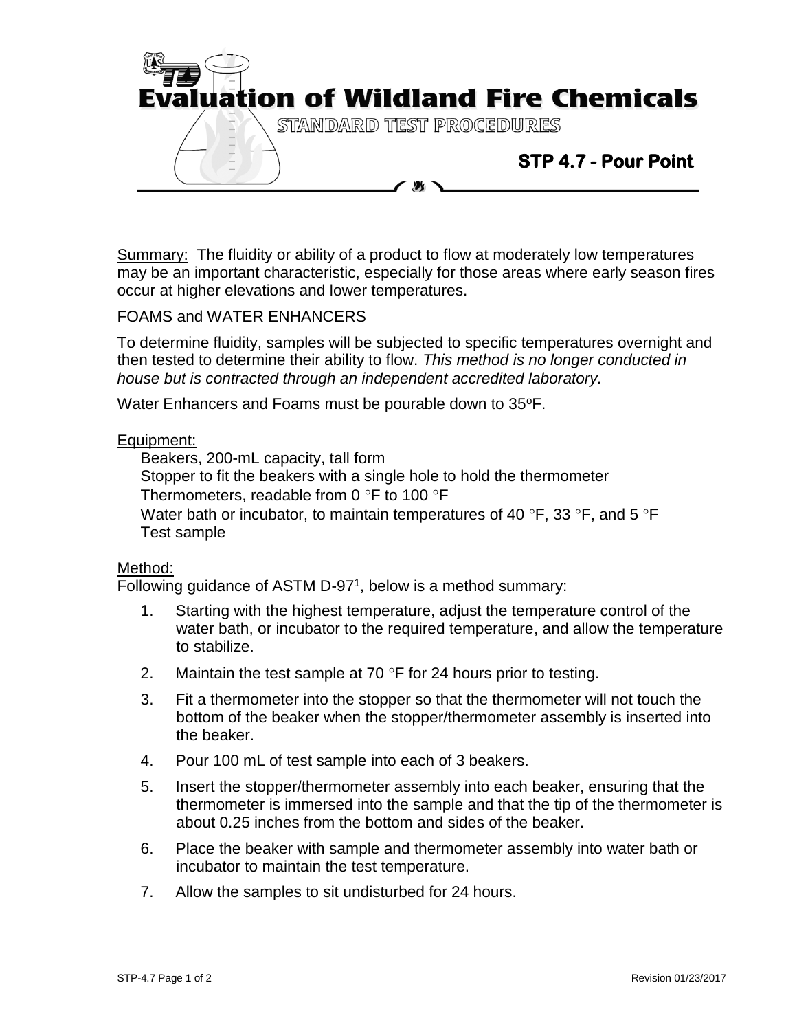# Evaluation of Wildland Fire Chemicals

STANDARD TEST PROCEDURES

## STP 4.7 - Pour Point

Summary: The fluidity or ability of a product to flow at moderately low temperatures may be an important characteristic, especially for those areas where early season fires occur at higher elevations and lower temperatures.

FOAMS and WATER ENHANCERS

To determine fluidity, samples will be subjected to specific temperatures overnight and then tested to determine their ability to flow. *This method is no longer conducted in house but is contracted through an independent accredited laboratory.*

Water Enhancers and Foams must be pourable down to 35ºF.

Equipment:

- Beakers, 200-mL capacity, tall form
- Stopper to fit the beakers with a single hole to hold the thermometer
- Thermometers, readable from 0 °F to 100 °F
- Water bath or incubator, to maintain temperatures of 40 °F, 33 °F, and 5 °F
- Test sample

Method:

Following guidance of ASTM D-97[1], below is a method summary:

1. Starting with the highest temperature, adjust the temperature control of the water bath, or incubator to the required temperature, and allow the temperature to stabilize.
2. Maintain the test sample at 70 °F for 24 hours prior to testing.
3. Fit a thermometer into the stopper so that the thermometer will not touch the bottom of the beaker when the stopper/thermometer assembly is inserted into the beaker.
4. Pour 100 mL of test sample into each of 3 beakers.
5. Insert the stopper/thermometer assembly into each beaker, ensuring that the thermometer is immersed into the sample and that the tip of the thermometer is about 0.25 inches from the bottom and sides of the beaker.
6. Place the beaker with sample and thermometer assembly into water bath or incubator to maintain the test temperature.
7. Allow the samples to sit undisturbed for 24 hours.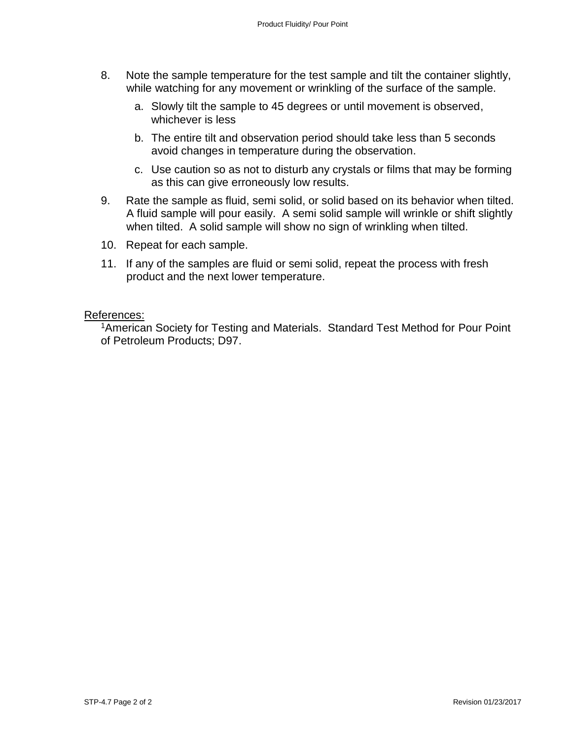8. Note the sample temperature for the test sample and tilt the container slightly, while watching for any movement or wrinkling of the surface of the sample.
   a. Slowly tilt the sample to 45 degrees or until movement is observed, whichever is less
   b. The entire tilt and observation period should take less than 5 seconds avoid changes in temperature during the observation.
   c. Use caution so as not to disturb any crystals or films that may be forming as this can give erroneously low results.
9. Rate the sample as fluid, semi solid, or solid based on its behavior when tilted. A fluid sample will pour easily. A semi solid sample will wrinkle or shift slightly when tilted. A solid sample will show no sign of wrinkling when tilted.
10. Repeat for each sample.
11. If any of the samples are fluid or semi solid, repeat the process with fresh product and the next lower temperature.

References:

[1]American Society for Testing and Materials. Standard Test Method for Pour Point of Petroleum Products; D97.